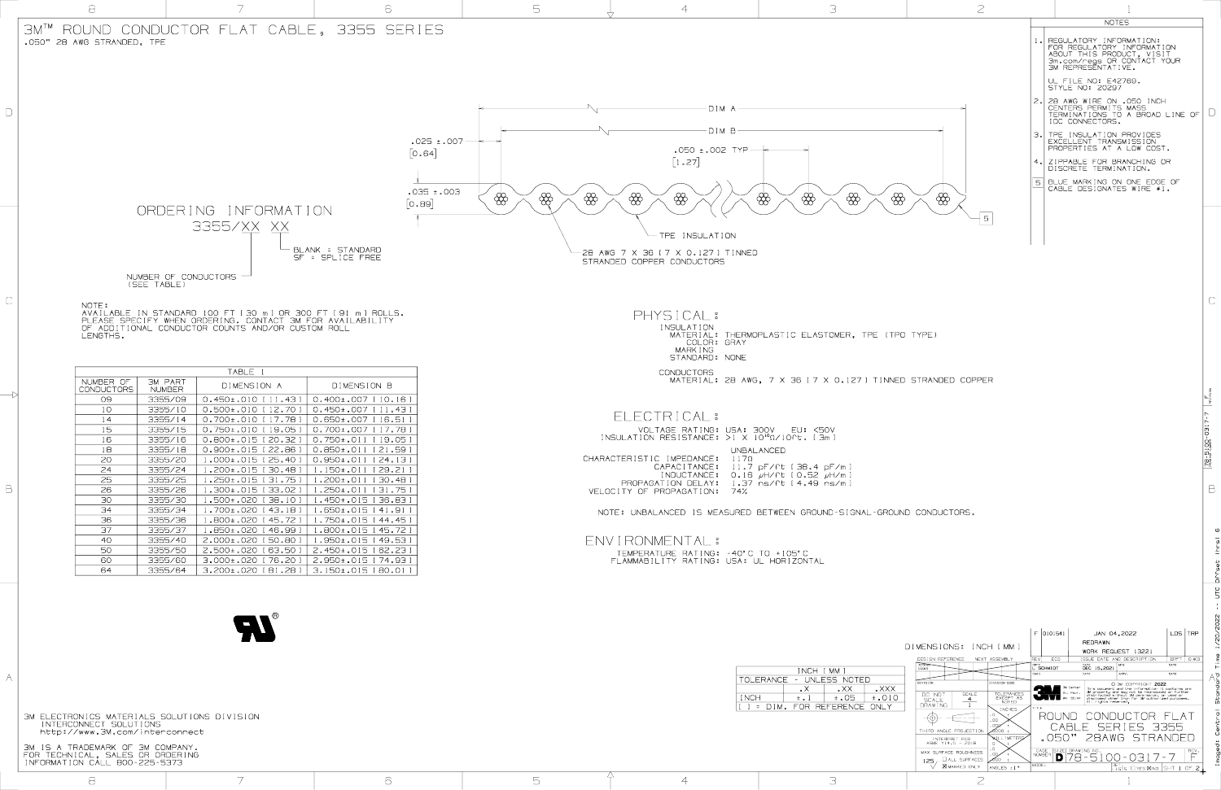# 3M™ ROUND CONDUCTOR FLAT CABLE, 3355 SERIES

.050" 28 AWG STRANDED, TPE

DIM A

DIM B

.025 ±.007 [0.64]

.050 ±.002 TYP [1.27]

.035 ±.003 [0.89]

TPE INSULATION

28 AWG 7 X 36 [7 X 0.127] TINNED STRANDED COPPER CONDUCTORS

5

## ORDERING INFORMATION

3355/XX XX

- NUMBER OF CONDUCTORS (SEE TABLE)
- BLANK = STANDARD
- SF = SPLICE FREE

NOTE:
AVAILABLE IN STANDARD 100 FT [30 m] OR 300 FT [91 m] ROLLS. PLEASE SPECIFY WHEN ORDERING. CONTACT 3M FOR AVAILABILITY OF ADDITIONAL CONDUCTOR COUNTS AND/OR CUSTOM ROLL LENGTHS.

TABLE 1

| NUMBER OF CONDUCTORS | 3M PART NUMBER | DIMENSION A | DIMENSION B |
|---|---|---|---|
| 09 | 3355/09 | 0.450±.010 [11.43] | 0.400±.007 [10.16] |
| 10 | 3355/10 | 0.500±.010 [12.70] | 0.450±.007 [11.43] |
| 14 | 3355/14 | 0.700±.010 [17.78] | 0.650±.007 [16.51] |
| 15 | 3355/15 | 0.750±.010 [19.05] | 0.700±.007 [17.78] |
| 16 | 3355/16 | 0.800±.015 [20.32] | 0.750±.011 [19.05] |
| 18 | 3355/18 | 0.900±.015 [22.86] | 0.850±.011 [21.59] |
| 20 | 3355/20 | 1.000±.015 [25.40] | 0.950±.011 [24.13] |
| 24 | 3355/24 | 1.200±.015 [30.48] | 1.150±.011 [29.21] |
| 25 | 3355/25 | 1.250±.015 [31.75] | 1.200±.011 [30.48] |
| 26 | 3355/26 | 1.300±.015 [33.02] | 1.250±.011 [31.75] |
| 30 | 3355/30 | 1.500±.020 [38.10] | 1.450±.015 [36.83] |
| 34 | 3355/34 | 1.700±.020 [43.18] | 1.650±.015 [41.91] |
| 36 | 3355/36 | 1.800±.020 [45.72] | 1.750±.015 [44.45] |
| 37 | 3355/37 | 1.850±.020 [46.99] | 1.800±.015 [45.72] |
| 40 | 3355/40 | 2.000±.020 [50.80] | 1.950±.015 [49.53] |
| 50 | 3355/50 | 2.500±.020 [63.50] | 2.450±.015 [62.23] |
| 60 | 3355/60 | 3.000±.020 [76.20] | 2.950±.015 [74.93] |
| 64 | 3355/64 | 3.200±.020 [81.28] | 3.150±.015 [80.01] |

## PHYSICAL:

INSULATION
- MATERIAL: THERMOPLASTIC ELASTOMER, TPE (TPO TYPE)
- COLOR: GRAY

MARKING
- STANDARD: NONE

CONDUCTORS
- MATERIAL: 28 AWG, 7 X 36 [7 X 0.127] TINNED STRANDED COPPER

## ELECTRICAL:

VOLTAGE RATING: USA: 300V EU: <50V
INSULATION RESISTANCE: >1 X $10^{10}\Omega$/10ft. [3m]

| | UNBALANCED |
|---|---|
| CHARACTERISTIC IMPEDANCE: | 117Ω |
| CAPACITANCE: | 11.7 pF/ft [38.4 pF/m] |
| INDUCTANCE: | 0.16 μH/ft [0.52 μH/m] |
| PROPAGATION DELAY: | 1.37 ns/ft [4.49 ns/m] |
| VELOCITY OF PROPAGATION: | 74% |

NOTE: UNBALANCED IS MEASURED BETWEEN GROUND-SIGNAL-GROUND CONDUCTORS.

## ENVIRONMENTAL:

TEMPERATURE RATING: -40°C TO +105°C
FLAMMABILITY RATING: USA: UL HORIZONTAL

## NOTES

1. REGULATORY INFORMATION: FOR REGULATORY INFORMATION ABOUT THIS PRODUCT, VISIT 3m.com/regs OR CONTACT YOUR 3M REPRESENTATIVE.

   UL FILE NO: E42769. STYLE NO: 20297

2. 28 AWG WIRE ON .050 INCH CENTERS PERMITS MASS TERMINATIONS TO A BROAD LINE OF IDC CONNECTORS.
3. TPE INSULATION PROVIDES EXCELLENT TRANSMISSION PROPERTIES AT A LOW COST.
4. ZIPPABLE FOR BRANCHING OR DISCRETE TERMINATION.
5. BLUE MARKING ON ONE EDGE OF CABLE DESIGNATES WIRE #1.

3M ELECTRONICS MATERIALS SOLUTIONS DIVISION
INTERCONNECT SOLUTIONS
http://www.3M.com/interconnect

3M IS A TRADEMARK OF 3M COMPANY.
FOR TECHNICAL, SALES OR ORDERING INFORMATION CALL 800-225-5373

DIMENSIONS: INCH [MM]

| INCH [MM] | | | |
|---|---|---|---|
| TOLERANCE - UNLESS NOTED | | | |
| | .X | .XX | .XXX |
| INCH | ±.1 | ±.05 | ±.010 |
| [ ] = DIM. FOR REFERENCE ONLY | | | |

| REV | ECO | ISSUE DATE AND DESCRIPTION | DRFT | CHKD |
|---|---|---|---|---|
| F | 010541 | JAN 04,2022 REDRAWN WORK REQUEST [322] | LDS | TRP |

ROUND CONDUCTOR FLAT CABLE SERIES 3355 .050" 28AWG STRANDED

SIZE: D DRAWING NO: 78-5100-0317-7 REV: F

© 3M COPYRIGHT 2022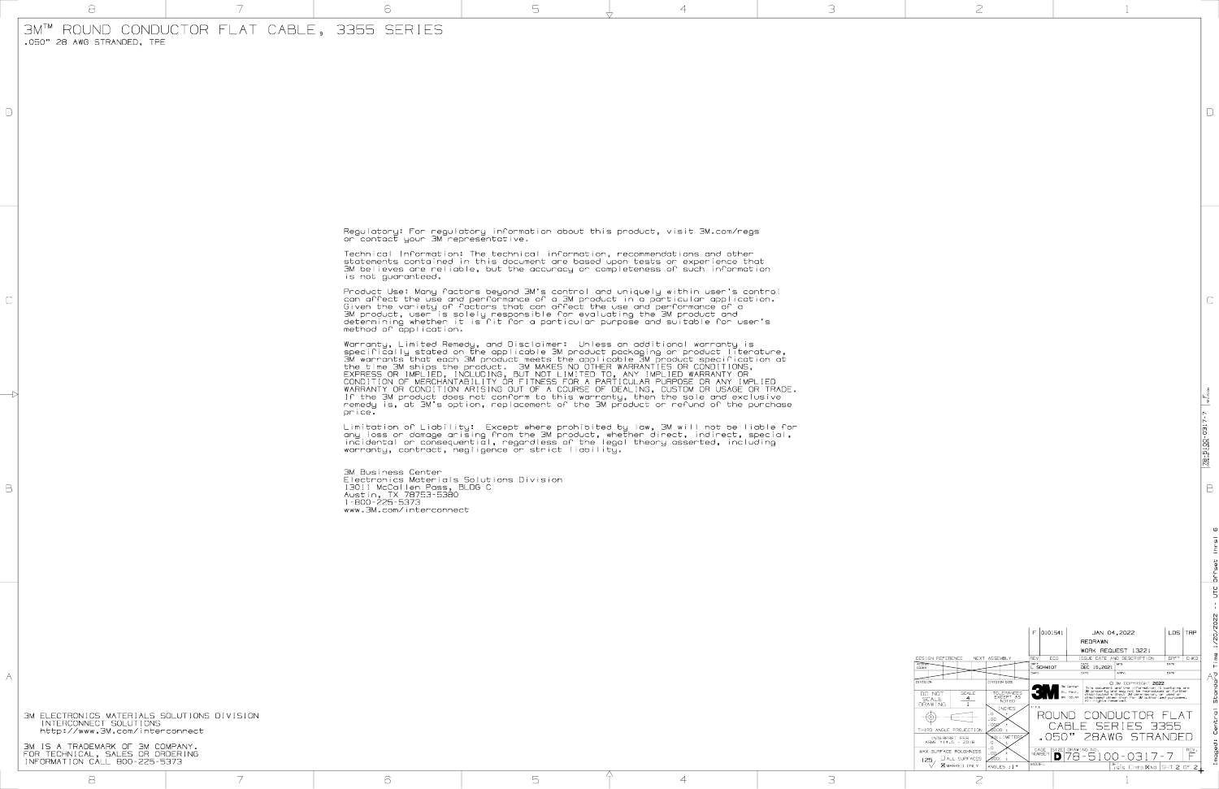# 3M™ ROUND CONDUCTOR FLAT CABLE, 3355 SERIES

.050" 28 AWG STRANDED, TPE

Regulatory: For regulatory information about this product, visit 3M.com/regs or contact your 3M representative.

Technical Information: The technical information, recommendations and other statements contained in this document are based upon tests or experience that 3M believes are reliable, but the accuracy or completeness of such information is not guaranteed.

Product Use: Many factors beyond 3M's control and uniquely within user's control can affect the use and performance of a 3M product in a particular application. Given the variety of factors that can affect the use and performance of a 3M product, user is solely responsible for evaluating the 3M product and determining whether it is fit for a particular purpose and suitable for user's method of application.

Warranty, Limited Remedy, and Disclaimer: Unless an additional warranty is specifically stated on the applicable 3M product packaging or product literature, 3M warrants that each 3M product meets the applicable 3M product specification at the time 3M ships the product. 3M MAKES NO OTHER WARRANTIES OR CONDITIONS, EXPRESS OR IMPLIED, INCLUDING, BUT NOT LIMITED TO, ANY IMPLIED WARRANTY OR CONDITION OF MERCHANTABILITY OR FITNESS FOR A PARTICULAR PURPOSE OR ANY IMPLIED WARRANTY OR CONDITION ARISING OUT OF A COURSE OF DEALING, CUSTOM OR USAGE OR TRADE. If the 3M product does not conform to this warranty, then the sole and exclusive remedy is, at 3M's option, replacement of the 3M product or refund of the purchase price.

Limitation of Liability: Except where prohibited by law, 3M will not be liable for any loss or damage arising from the 3M product, whether direct, indirect, special, incidental or consequential, regardless of the legal theory asserted, including warranty, contract, negligence or strict liability.

3M Business Center
Electronics Materials Solutions Division
13011 McCallen Pass, BLDG C
Austin, TX 78753-5380
1-800-225-5373
www.3M.com/interconnect

3M ELECTRONICS MATERIALS SOLUTIONS DIVISION
INTERCONNECT SOLUTIONS
http://www.3M.com/interconnect

3M IS A TRADEMARK OF 3M COMPANY.
FOR TECHNICAL, SALES OR ORDERING INFORMATION CALL 800-225-5373

| REV | ECO | ISSUE DATE AND DESCRIPTION | DRFT | CHKD |
|---|---|---|---|---|
| F | 010541 | JAN 04,2022 REDRAWN WORK REQUEST 13221 | LDS | TRP |

DRAWN: L SCHMIDT, DEC 15,2021

© 3M COPYRIGHT 2022

DO NOT SCALE DRAWING — SCALE 4:1

THIRD ANGLE PROJECTION — INTERPRET PER ASME Y14.5 - 2018

TOLERANCES EXCEPT AS NOTED

MAX SURFACE ROUGHNESS 125

ROUND CONDUCTOR FLAT CABLE SERIES 3355 .050" 28AWG STRANDED

SIZE: D — DRAWING NO. 78-5100-0317-7 — REV. F — SHT 2 OF 2